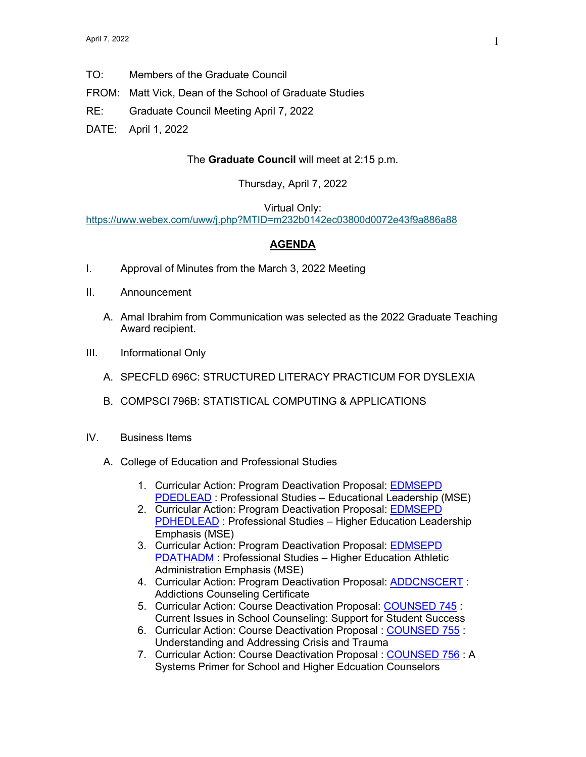TO: Members of the Graduate Council

FROM: Matt Vick, Dean of the School of Graduate Studies

RE: Graduate Council Meeting April 7, 2022

DATE: April 1, 2022

The **Graduate Council** will meet at 2:15 p.m.

Thursday, April 7, 2022

Virtual Only:
https://uww.webex.com/uww/j.php?MTID=m232b0142ec03800d0072e43f9a886a88

## AGENDA

I. Approval of Minutes from the March 3, 2022 Meeting

II. Announcement

A. Amal Ibrahim from Communication was selected as the 2022 Graduate Teaching Award recipient.

III. Informational Only

A. SPECFLD 696C: STRUCTURED LITERACY PRACTICUM FOR DYSLEXIA

B. COMPSCI 796B: STATISTICAL COMPUTING & APPLICATIONS

IV. Business Items

A. College of Education and Professional Studies

1. Curricular Action: Program Deactivation Proposal: EDMSEPD PDEDLEAD : Professional Studies – Educational Leadership (MSE)
2. Curricular Action: Program Deactivation Proposal: EDMSEPD PDHEDLEAD : Professional Studies – Higher Education Leadership Emphasis (MSE)
3. Curricular Action: Program Deactivation Proposal: EDMSEPD PDATHADM : Professional Studies – Higher Education Athletic Administration Emphasis (MSE)
4. Curricular Action: Program Deactivation Proposal: ADDCNSCERT : Addictions Counseling Certificate
5. Curricular Action: Course Deactivation Proposal: COUNSED 745 : Current Issues in School Counseling: Support for Student Success
6. Curricular Action: Course Deactivation Proposal : COUNSED 755 : Understanding and Addressing Crisis and Trauma
7. Curricular Action: Course Deactivation Proposal : COUNSED 756 : A Systems Primer for School and Higher Edcuation Counselors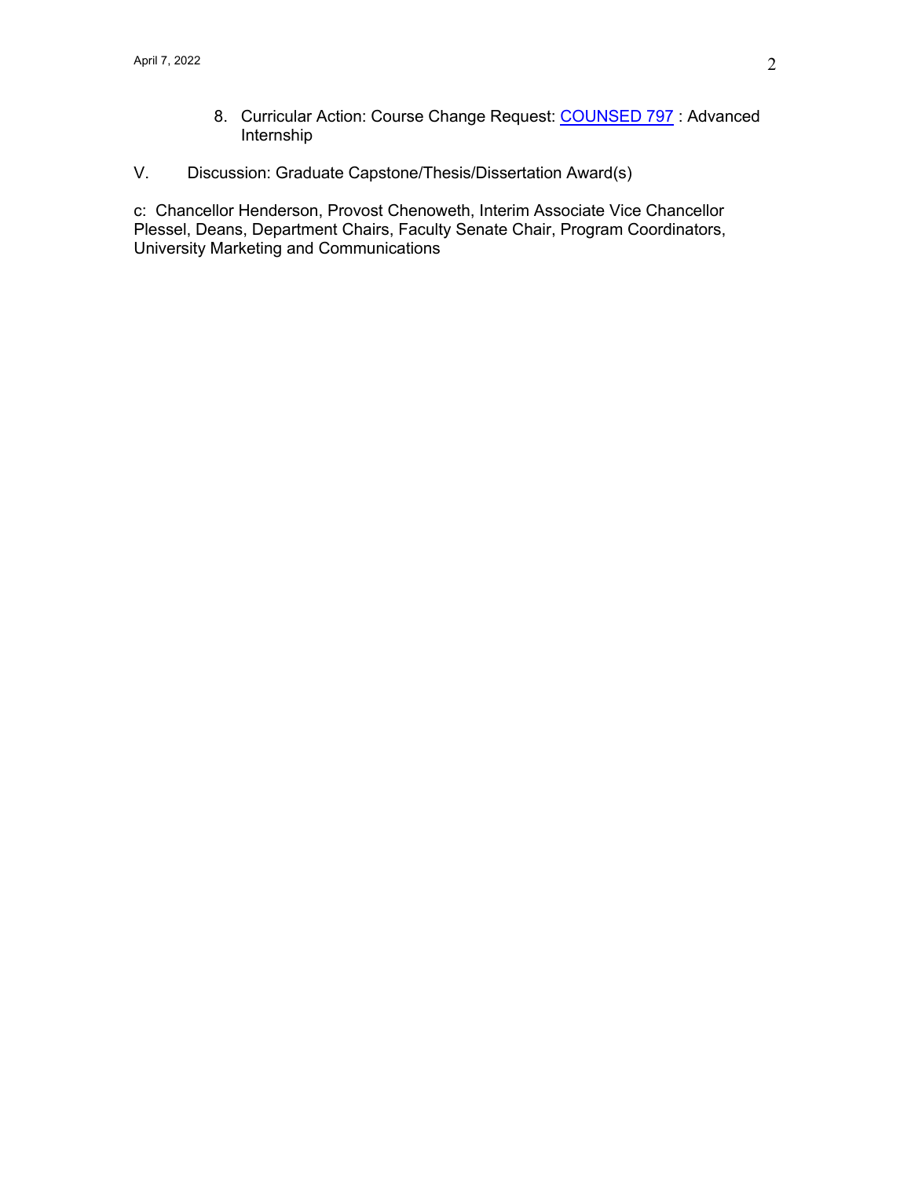8. Curricular Action: Course Change Request: [COUNSED 797](#) : Advanced Internship

V. Discussion: Graduate Capstone/Thesis/Dissertation Award(s)

c: Chancellor Henderson, Provost Chenoweth, Interim Associate Vice Chancellor Plessel, Deans, Department Chairs, Faculty Senate Chair, Program Coordinators, University Marketing and Communications